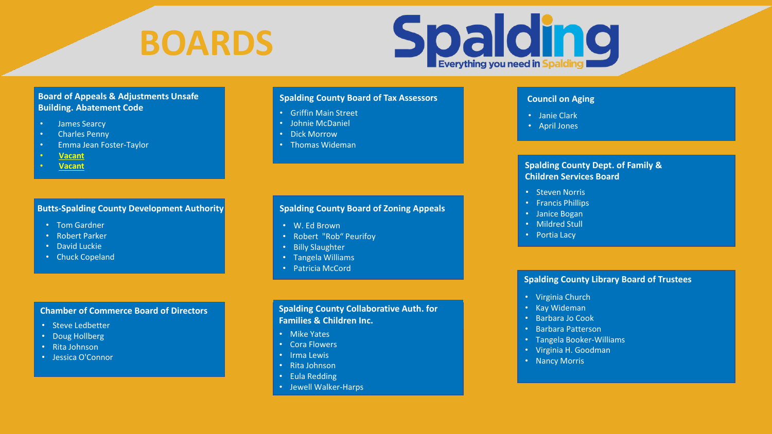# BOARDS

Spalding — Everything you need in Spalding

### Board of Appeals & Adjustments Unsafe Building. Abatement Code

- James Searcy
- Charles Penny
- Emma Jean Foster-Taylor
- Vacant
- Vacant

### Butts-Spalding County Development Authority

- Tom Gardner
- Robert Parker
- David Luckie
- Chuck Copeland

### Chamber of Commerce Board of Directors

- Steve Ledbetter
- Doug Hollberg
- Rita Johnson
- Jessica O'Connor

### Spalding County Board of Tax Assessors

- Griffin Main Street
- Johnie McDaniel
- Dick Morrow
- Thomas Wideman

### Spalding County Board of Zoning Appeals

- W. Ed Brown
- Robert "Rob" Peurifoy
- Billy Slaughter
- Tangela Williams
- Patricia McCord

### Spalding County Collaborative Auth. for Families & Children Inc.

- Mike Yates
- Cora Flowers
- Irma Lewis
- Rita Johnson
- Eula Redding
- Jewell Walker-Harps

### Council on Aging

- Janie Clark
- April Jones

### Spalding County Dept. of Family & Children Services Board

- Steven Norris
- Francis Phillips
- Janice Bogan
- Mildred Stull
- Portia Lacy

### Spalding County Library Board of Trustees

- Virginia Church
- Kay Wideman
- Barbara Jo Cook
- Barbara Patterson
- Tangela Booker-Williams
- Virginia H. Goodman
- Nancy Morris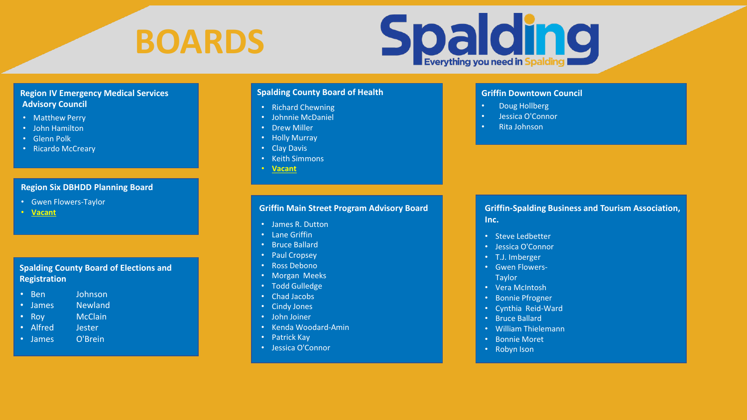# BOARDS

Spalding
Everything you need in Spalding

### Region IV Emergency Medical Services Advisory Council

- Matthew Perry
- John Hamilton
- Glenn Polk
- Ricardo McCreary

### Region Six DBHDD Planning Board

- Gwen Flowers-Taylor
- **Vacant**

### Spalding County Board of Elections and Registration

- Ben Johnson
- James Newland
- Roy McClain
- Alfred Jester
- James O'Brein

### Spalding County Board of Health

- Richard Chewning
- Johnnie McDaniel
- Drew Miller
- Holly Murray
- Clay Davis
- Keith Simmons
- **Vacant**

### Griffin Main Street Program Advisory Board

- James R. Dutton
- Lane Griffin
- Bruce Ballard
- Paul Cropsey
- Ross Debono
- Morgan Meeks
- Todd Gulledge
- Chad Jacobs
- Cindy Jones
- John Joiner
- Kenda Woodard-Amin
- Patrick Kay
- Jessica O'Connor

### Griffin Downtown Council

- Doug Hollberg
- Jessica O'Connor
- Rita Johnson

### Griffin-Spalding Business and Tourism Association, Inc.

- Steve Ledbetter
- Jessica O'Connor
- T.J. Imberger
- Gwen Flowers-Taylor
- Vera McIntosh
- Bonnie Pfrogner
- Cynthia Reid-Ward
- Bruce Ballard
- William Thielemann
- Bonnie Moret
- Robyn Ison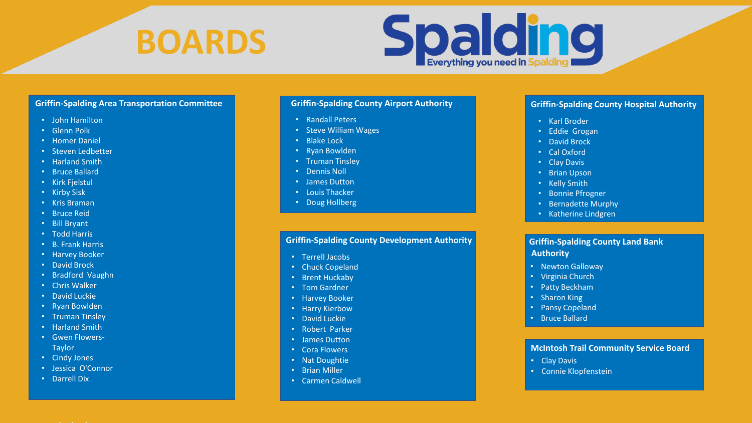# BOARDS

Spalding

Everything you need in Spalding

## Griffin-Spalding Area Transportation Committee

- John Hamilton
- Glenn Polk
- Homer Daniel
- Steven Ledbetter
- Harland Smith
- Bruce Ballard
- Kirk Fjelstul
- Kirby Sisk
- Kris Braman
- Bruce Reid
- Bill Bryant
- Todd Harris
- B. Frank Harris
- Harvey Booker
- David Brock
- Bradford Vaughn
- Chris Walker
- David Luckie
- Ryan Bowlden
- Truman Tinsley
- Harland Smith
- Gwen Flowers-Taylor
- Cindy Jones
- Jessica O'Connor
- Darrell Dix

## Griffin-Spalding County Airport Authority

- Randall Peters
- Steve William Wages
- Blake Lock
- Ryan Bowlden
- Truman Tinsley
- Dennis Noll
- James Dutton
- Louis Thacker
- Doug Hollberg

## Griffin-Spalding County Development Authority

- Terrell Jacobs
- Chuck Copeland
- Brent Huckaby
- Tom Gardner
- Harvey Booker
- Harry Kierbow
- David Luckie
- Robert Parker
- James Dutton
- Cora Flowers
- Nat Doughtie
- Brian Miller
- Carmen Caldwell

## Griffin-Spalding County Hospital Authority

- Karl Broder
- Eddie Grogan
- David Brock
- Cal Oxford
- Clay Davis
- Brian Upson
- Kelly Smith
- Bonnie Pfrogner
- Bernadette Murphy
- Katherine Lindgren

## Griffin-Spalding County Land Bank Authority

- Newton Galloway
- Virginia Church
- Patty Beckham
- Sharon King
- Pansy Copeland
- Bruce Ballard

## McIntosh Trail Community Service Board

- Clay Davis
- Connie Klopfenstein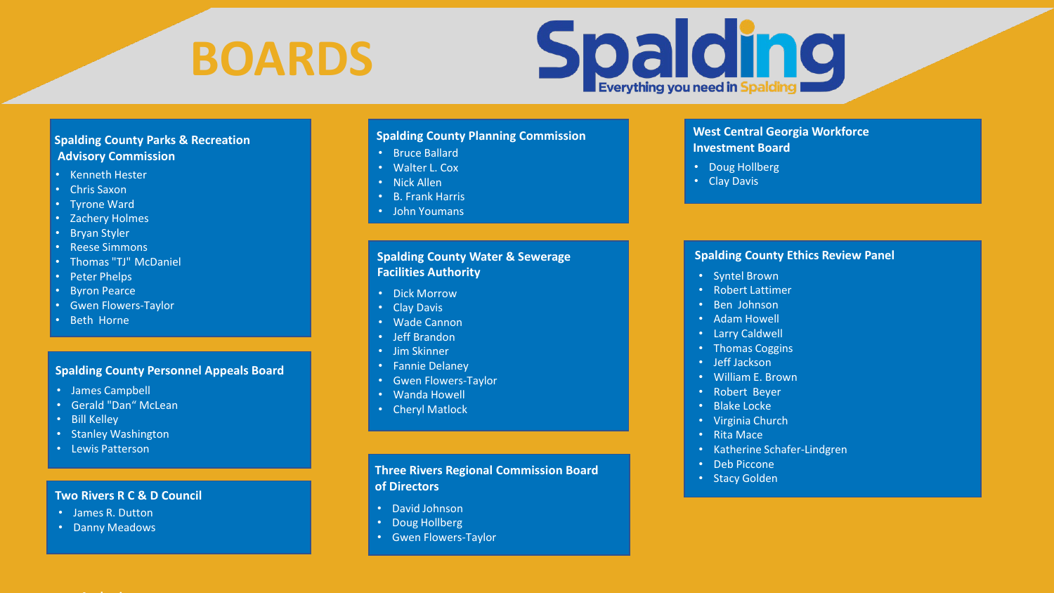# BOARDS

Spalding
Everything you need in Spalding

### Spalding County Parks & Recreation Advisory Commission

- Kenneth Hester
- Chris Saxon
- Tyrone Ward
- Zachery Holmes
- Bryan Styler
- Reese Simmons
- Thomas "TJ" McDaniel
- Peter Phelps
- Byron Pearce
- Gwen Flowers-Taylor
- Beth Horne

### Spalding County Personnel Appeals Board

- James Campbell
- Gerald "Dan" McLean
- Bill Kelley
- Stanley Washington
- Lewis Patterson

### Two Rivers R C & D Council

- James R. Dutton
- Danny Meadows

### Spalding County Planning Commission

- Bruce Ballard
- Walter L. Cox
- Nick Allen
- B. Frank Harris
- John Youmans

### Spalding County Water & Sewerage Facilities Authority

- Dick Morrow
- Clay Davis
- Wade Cannon
- Jeff Brandon
- Jim Skinner
- Fannie Delaney
- Gwen Flowers-Taylor
- Wanda Howell
- Cheryl Matlock

### Three Rivers Regional Commission Board of Directors

- David Johnson
- Doug Hollberg
- Gwen Flowers-Taylor

### West Central Georgia Workforce Investment Board

- Doug Hollberg
- Clay Davis

### Spalding County Ethics Review Panel

- Syntel Brown
- Robert Lattimer
- Ben Johnson
- Adam Howell
- Larry Caldwell
- Thomas Coggins
- Jeff Jackson
- William E. Brown
- Robert Beyer
- Blake Locke
- Virginia Church
- Rita Mace
- Katherine Schafer-Lindgren
- Deb Piccone
- Stacy Golden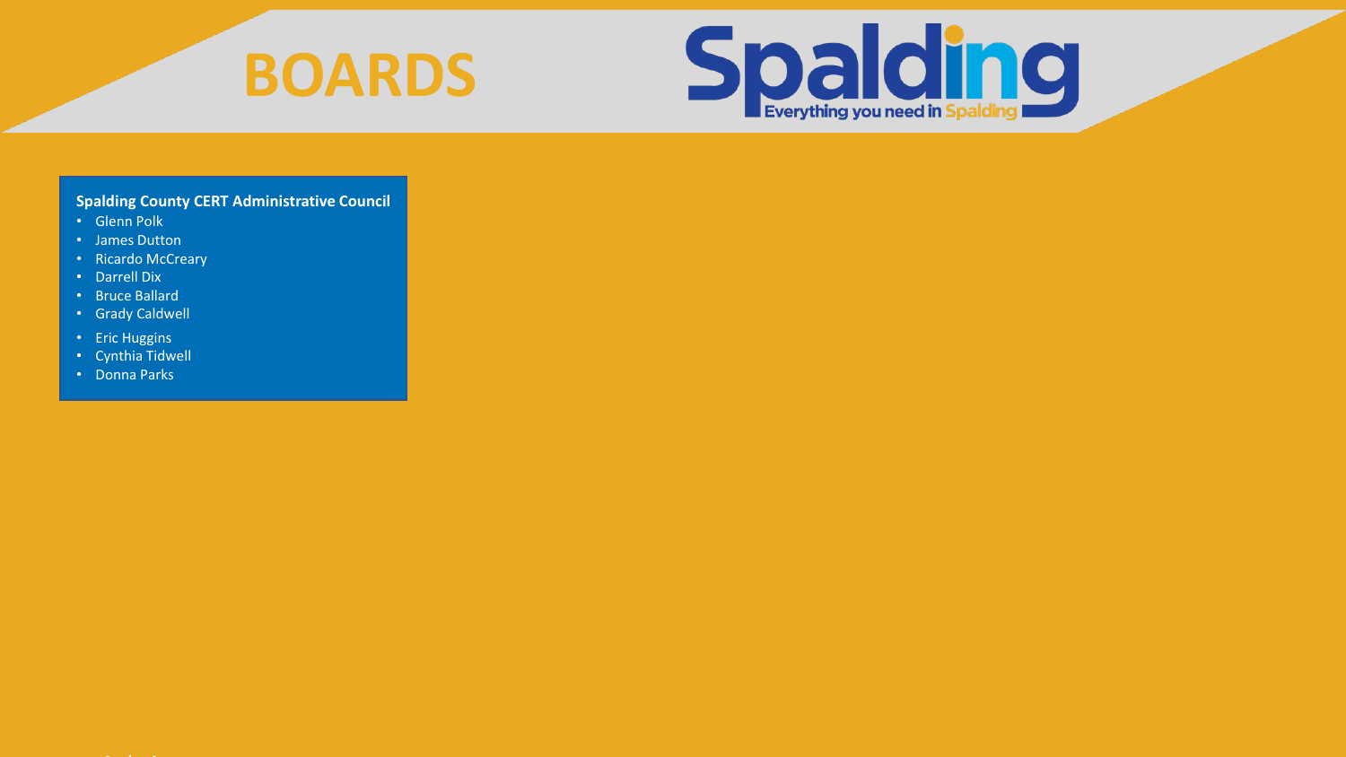# BOARDS

Spalding
Everything you need in Spalding

**Spalding County CERT Administrative Council**

- Glenn Polk
- James Dutton
- Ricardo McCreary
- Darrell Dix
- Bruce Ballard
- Grady Caldwell
- Eric Huggins
- Cynthia Tidwell
- Donna Parks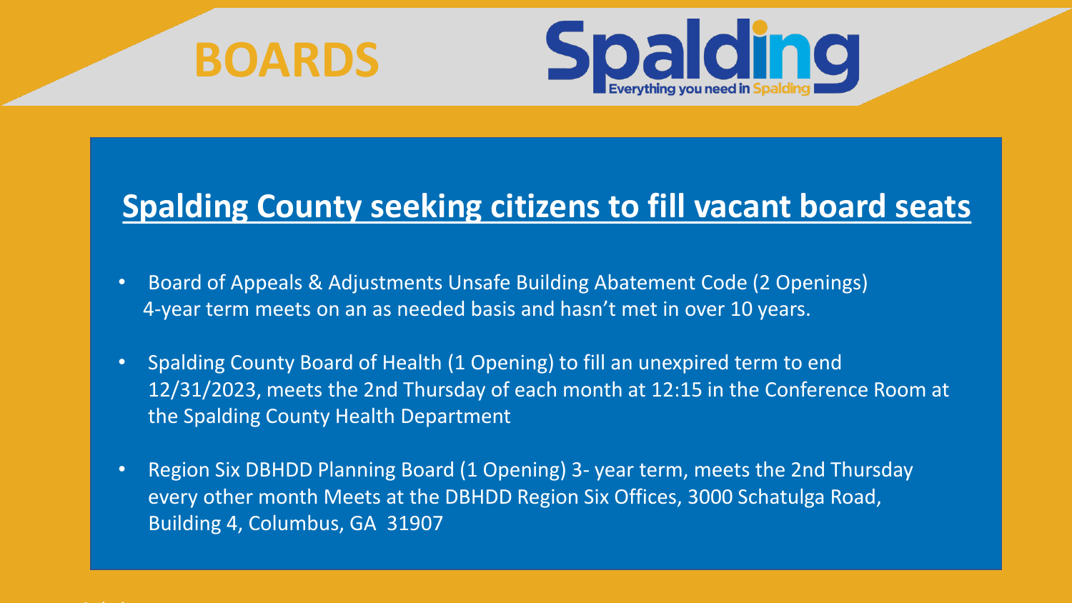# BOARDS

Spalding

Everything you need in Spalding

## Spalding County seeking citizens to fill vacant board seats

- Board of Appeals & Adjustments Unsafe Building Abatement Code (2 Openings) 4-year term meets on an as needed basis and hasn't met in over 10 years.
- Spalding County Board of Health (1 Opening) to fill an unexpired term to end 12/31/2023, meets the 2nd Thursday of each month at 12:15 in the Conference Room at the Spalding County Health Department
- Region Six DBHDD Planning Board (1 Opening) 3- year term, meets the 2nd Thursday every other month Meets at the DBHDD Region Six Offices, 3000 Schatulga Road, Building 4, Columbus, GA 31907